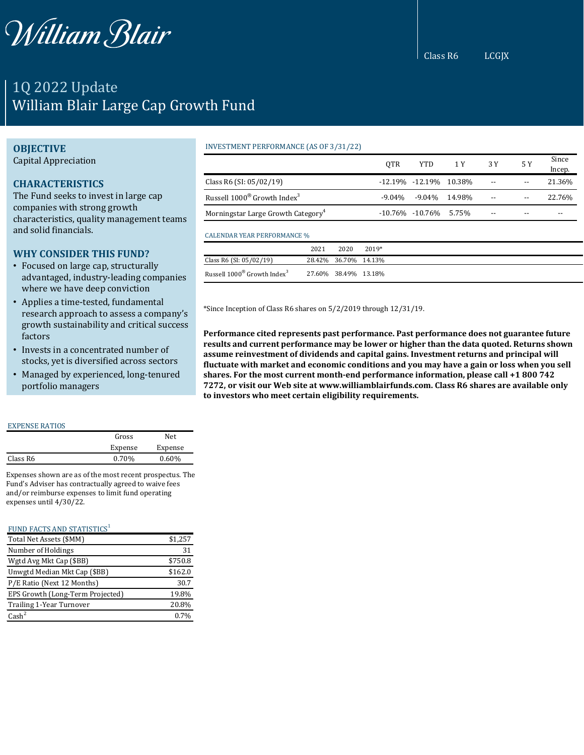William Blair

Class R6 LCGJX

# 1Q 2022 Update
# William Blair Large Cap Growth Fund

## OBJECTIVE
Capital Appreciation

## CHARACTERISTICS
The Fund seeks to invest in large cap companies with strong growth characteristics, quality management teams and solid financials.

## WHY CONSIDER THIS FUND?
- Focused on large cap, structurally advantaged, industry-leading companies where we have deep conviction
- Applies a time-tested, fundamental research approach to assess a company's growth sustainability and critical success factors
- Invests in a concentrated number of stocks, yet is diversified across sectors
- Managed by experienced, long-tenured portfolio managers

INVESTMENT PERFORMANCE (AS OF 3/31/22)

| | QTR | YTD | 1 Y | 3 Y | 5 Y | Since Incep. |
|---|---|---|---|---|---|---|
| Class R6 (SI: 05/02/19) | -12.19% | -12.19% | 10.38% | -- | -- | 21.36% |
| Russell 1000® Growth Index[3] | -9.04% | -9.04% | 14.98% | -- | -- | 22.76% |
| Morningstar Large Growth Category[4] | -10.76% | -10.76% | 5.75% | -- | -- | -- |

CALENDAR YEAR PERFORMANCE %

| | 2021 | 2020 | 2019* |
|---|---|---|---|
| Class R6 (SI: 05/02/19) | 28.42% | 36.70% | 14.13% |
| Russell 1000® Growth Index[3] | 27.60% | 38.49% | 13.18% |

*Since Inception of Class R6 shares on 5/2/2019 through 12/31/19.

**Performance cited represents past performance. Past performance does not guarantee future results and current performance may be lower or higher than the data quoted. Returns shown assume reinvestment of dividends and capital gains. Investment returns and principal will fluctuate with market and economic conditions and you may have a gain or loss when you sell shares. For the most current month-end performance information, please call +1 800 742 7272, or visit our Web site at www.williamblairfunds.com. Class R6 shares are available only to investors who meet certain eligibility requirements.**

EXPENSE RATIOS

| | Gross Expense | Net Expense |
|---|---|---|
| Class R6 | 0.70% | 0.60% |

Expenses shown are as of the most recent prospectus. The Fund's Adviser has contractually agreed to waive fees and/or reimburse expenses to limit fund operating expenses until 4/30/22.

FUND FACTS AND STATISTICS[1]

| | |
|---|---|
| Total Net Assets ($MM) | $1,257 |
| Number of Holdings | 31 |
| Wgtd Avg Mkt Cap ($BB) | $750.8 |
| Unwgtd Median Mkt Cap ($BB) | $162.0 |
| P/E Ratio (Next 12 Months) | 30.7 |
| EPS Growth (Long-Term Projected) | 19.8% |
| Trailing 1-Year Turnover | 20.8% |
| Cash[2] | 0.7% |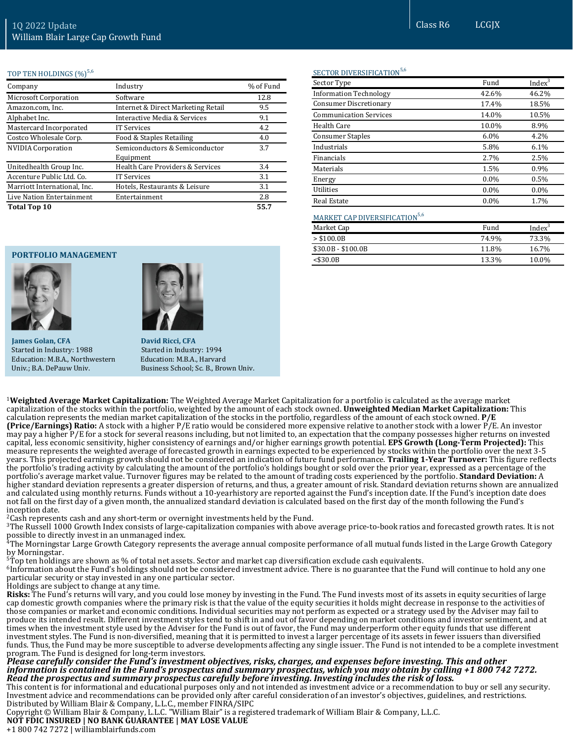1Q 2022 Update
William Blair Large Cap Growth Fund

Class R6 LCGJX

## TOP TEN HOLDINGS (%)[5,6]

| Company | Industry | % of Fund |
|---|---|---|
| Microsoft Corporation | Software | 12.8 |
| Amazon.com, Inc. | Internet & Direct Marketing Retail | 9.5 |
| Alphabet Inc. | Interactive Media & Services | 9.1 |
| Mastercard Incorporated | IT Services | 4.2 |
| Costco Wholesale Corp. | Food & Staples Retailing | 4.0 |
| NVIDIA Corporation | Semiconductors & Semiconductor Equipment | 3.7 |
| Unitedhealth Group Inc. | Health Care Providers & Services | 3.4 |
| Accenture Public Ltd. Co. | IT Services | 3.1 |
| Marriott International, Inc. | Hotels, Restaurants & Leisure | 3.1 |
| Live Nation Entertainment | Entertainment | 2.8 |
| **Total Top 10** | | **55.7** |

## SECTOR DIVERSIFICATION[5,6]

| Sector Type | Fund | Index[3] |
|---|---|---|
| Information Technology | 42.6% | 46.2% |
| Consumer Discretionary | 17.4% | 18.5% |
| Communication Services | 14.0% | 10.5% |
| Health Care | 10.0% | 8.9% |
| Consumer Staples | 6.0% | 4.2% |
| Industrials | 5.8% | 6.1% |
| Financials | 2.7% | 2.5% |
| Materials | 1.5% | 0.9% |
| Energy | 0.0% | 0.5% |
| Utilities | 0.0% | 0.0% |
| Real Estate | 0.0% | 1.7% |

## MARKET CAP DIVERSIFICATION[5,6]

| Market Cap | Fund | Index[3] |
|---|---|---|
| > $100.0B | 74.9% | 73.3% |
| $30.0B - $100.0B | 11.8% | 16.7% |
| <$30.0B | 13.3% | 10.0% |

## PORTFOLIO MANAGEMENT

**James Golan, CFA**
Started in Industry: 1988
Education: M.B.A., Northwestern Univ.; B.A. DePauw Univ.

**David Ricci, CFA**
Started in Industry: 1994
Education: M.B.A., Harvard Business School; Sc. B., Brown Univ.

[1]**Weighted Average Market Capitalization:** The Weighted Average Market Capitalization for a portfolio is calculated as the average market capitalization of the stocks within the portfolio, weighted by the amount of each stock owned. **Unweighted Median Market Capitalization:** This calculation represents the median market capitalization of the stocks in the portfolio, regardless of the amount of each stock owned. **P/E (Price/Earnings) Ratio:** A stock with a higher P/E ratio would be considered more expensive relative to another stock with a lower P/E. An investor may pay a higher P/E for a stock for several reasons including, but not limited to, an expectation that the company possesses higher returns on invested capital, less economic sensitivity, higher consistency of earnings and/or higher earnings growth potential. **EPS Growth (Long-Term Projected):** This measure represents the weighted average of forecasted growth in earnings expected to be experienced by stocks within the portfolio over the next 3-5 years. This projected earnings growth should not be considered an indication of future fund performance. **Trailing 1-Year Turnover:** This figure reflects the portfolio's trading activity by calculating the amount of the portfolio's holdings bought or sold over the prior year, expressed as a percentage of the portfolio's average market value. Turnover figures may be related to the amount of trading costs experienced by the portfolio. **Standard Deviation:** A higher standard deviation represents a greater dispersion of returns, and thus, a greater amount of risk. Standard deviation returns shown are annualized and calculated using monthly returns. Funds without a 10-yearhistory are reported against the Fund's inception date. If the Fund's inception date does not fall on the first day of a given month, the annualized standard deviation is calculated based on the first day of the month following the Fund's inception date.
[2]Cash represents cash and any short-term or overnight investments held by the Fund.
[3]The Russell 1000 Growth Index consists of large-capitalization companies with above average price-to-book ratios and forecasted growth rates. It is not possible to directly invest in an unmanaged index.
[4]The Morningstar Large Growth Category represents the average annual composite performance of all mutual funds listed in the Large Growth Category by Morningstar.
[5]Top ten holdings are shown as % of total net assets. Sector and market cap diversification exclude cash equivalents.
[6]Information about the Fund's holdings should not be considered investment advice. There is no guarantee that the Fund will continue to hold any one particular security or stay invested in any one particular sector.
Holdings are subject to change at any time.
**Risks:** The Fund's returns will vary, and you could lose money by investing in the Fund. The Fund invests most of its assets in equity securities of large cap domestic growth companies where the primary risk is that the value of the equity securities it holds might decrease in response to the activities of those companies or market and economic conditions. Individual securities may not perform as expected or a strategy used by the Adviser may fail to produce its intended result. Different investment styles tend to shift in and out of favor depending on market conditions and investor sentiment, and at times when the investment style used by the Adviser for the Fund is out of favor, the Fund may underperform other equity funds that use different investment styles. The Fund is non-diversified, meaning that it is permitted to invest a larger percentage of its assets in fewer issuers than diversified funds. Thus, the Fund may be more susceptible to adverse developments affecting any single issuer. The Fund is not intended to be a complete investment program. The Fund is designed for long-term investors.
***Please carefully consider the Fund's investment objectives, risks, charges, and expenses before investing. This and other information is contained in the Fund's prospectus and summary prospectus, which you may obtain by calling +1 800 742 7272. Read the prospectus and summary prospectus carefully before investing. Investing includes the risk of loss.***
This content is for informational and educational purposes only and not intended as investment advice or a recommendation to buy or sell any security. Investment advice and recommendations can be provided only after careful consideration of an investor's objectives, guidelines, and restrictions.
Distributed by William Blair & Company, L.L.C., member FINRA/SIPC
Copyright © William Blair & Company, L.L.C. "William Blair" is a registered trademark of William Blair & Company, L.L.C.
**NOT FDIC INSURED | NO BANK GUARANTEE | MAY LOSE VALUE**
+1 800 742 7272 | williamblairfunds.com